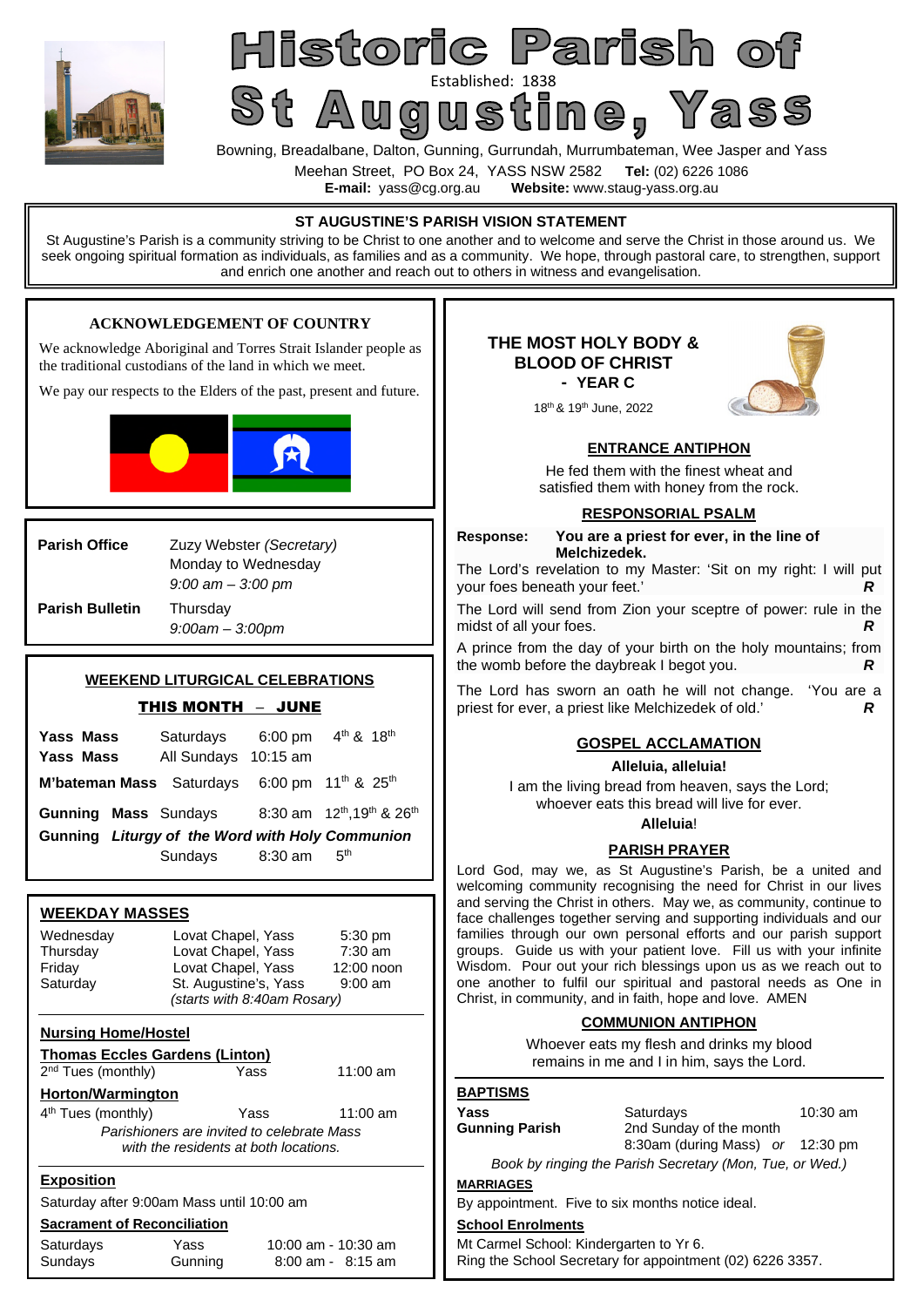# Historic Parish of St Augustine, Yass

Established: 1838

Bowning, Breadalbane, Dalton, Gunning, Gurrundah, Murrumbateman, Wee Jasper and Yass

Meehan Street, PO Box 24, YASS NSW 2582 **Tel:** (02) 6226 1086

**E-mail:** yass@cg.org.au **Website:** www.staug-yass.org.au

## ST AUGUSTINE'S PARISH VISION STATEMENT

St Augustine's Parish is a community striving to be Christ to one another and to welcome and serve the Christ in those around us. We seek ongoing spiritual formation as individuals, as families and as a community. We hope, through pastoral care, to strengthen, support and enrich one another and reach out to others in witness and evangelisation.

## ACKNOWLEDGEMENT OF COUNTRY

We acknowledge Aboriginal and Torres Strait Islander people as the traditional custodians of the land in which we meet.

We pay our respects to the Elders of the past, present and future.

| | |
|---|---|
| **Parish Office** | Zuzy Webster *(Secretary)*<br>Monday to Wednesday<br>*9:00 am – 3:00 pm* |
| **Parish Bulletin** | Thursday<br>*9:00am – 3:00pm* |

## WEEKEND LITURGICAL CELEBRATIONS

### THIS MONTH – JUNE

| | | | |
|---|---|---|---|
| **Yass Mass** | Saturdays | 6:00 pm | 4th & 18th |
| **Yass Mass** | All Sundays | 10:15 am | |
| **M'bateman Mass** | Saturdays | 6:00 pm | 11th & 25th |
| **Gunning Mass** | Sundays | 8:30 am | 12th, 19th & 26th |

**Gunning *Liturgy of the Word with Holy Communion***

| | | |
|---|---|---|
| Sundays | 8:30 am | 5th |

## WEEKDAY MASSES

| | | |
|---|---|---|
| Wednesday | Lovat Chapel, Yass | 5:30 pm |
| Thursday | Lovat Chapel, Yass | 7:30 am |
| Friday | Lovat Chapel, Yass | 12:00 noon |
| Saturday | St. Augustine's, Yass | 9:00 am |

*(starts with 8:40am Rosary)*

**Nursing Home/Hostel**

**Thomas Eccles Gardens (Linton)**

| | | |
|---|---|---|
| 2nd Tues (monthly) | Yass | 11:00 am |

**Horton/Warmington**

| | | |
|---|---|---|
| 4th Tues (monthly) | Yass | 11:00 am |

*Parishioners are invited to celebrate Mass with the residents at both locations.*

**Exposition**

Saturday after 9:00am Mass until 10:00 am

**Sacrament of Reconciliation**

| | | |
|---|---|---|
| Saturdays | Yass | 10:00 am - 10:30 am |
| Sundays | Gunning | 8:00 am - 8:15 am |

## THE MOST HOLY BODY & BLOOD OF CHRIST - YEAR C

18th & 19th June, 2022

### ENTRANCE ANTIPHON

He fed them with the finest wheat and satisfied them with honey from the rock.

### RESPONSORIAL PSALM

**Response: You are a priest for ever, in the line of Melchizedek.**

The Lord's revelation to my Master: 'Sit on my right: I will put your foes beneath your feet.' ***R***

The Lord will send from Zion your sceptre of power: rule in the midst of all your foes. ***R***

A prince from the day of your birth on the holy mountains; from the womb before the daybreak I begot you. ***R***

The Lord has sworn an oath he will not change. 'You are a priest for ever, a priest like Melchizedek of old.' ***R***

### GOSPEL ACCLAMATION

**Alleluia, alleluia!**

I am the living bread from heaven, says the Lord; whoever eats this bread will live for ever.

**Alleluia!**

### PARISH PRAYER

Lord God, may we, as St Augustine's Parish, be a united and welcoming community recognising the need for Christ in our lives and serving the Christ in others. May we, as community, continue to face challenges together serving and supporting individuals and our families through our own personal efforts and our parish support groups. Guide us with your patient love. Fill us with your infinite Wisdom. Pour out your rich blessings upon us as we reach out to one another to fulfil our spiritual and pastoral needs as One in Christ, in community, and in faith, hope and love. AMEN

### COMMUNION ANTIPHON

Whoever eats my flesh and drinks my blood remains in me and I in him, says the Lord.

**BAPTISMS**

| | | |
|---|---|---|
| **Yass** | Saturdays | 10:30 am |
| **Gunning Parish** | 2nd Sunday of the month<br>8:30am (during Mass) *or* | 12:30 pm |

*Book by ringing the Parish Secretary (Mon, Tue, or Wed.)*

**MARRIAGES**

By appointment. Five to six months notice ideal.

**School Enrolments**

Mt Carmel School: Kindergarten to Yr 6.
Ring the School Secretary for appointment (02) 6226 3357.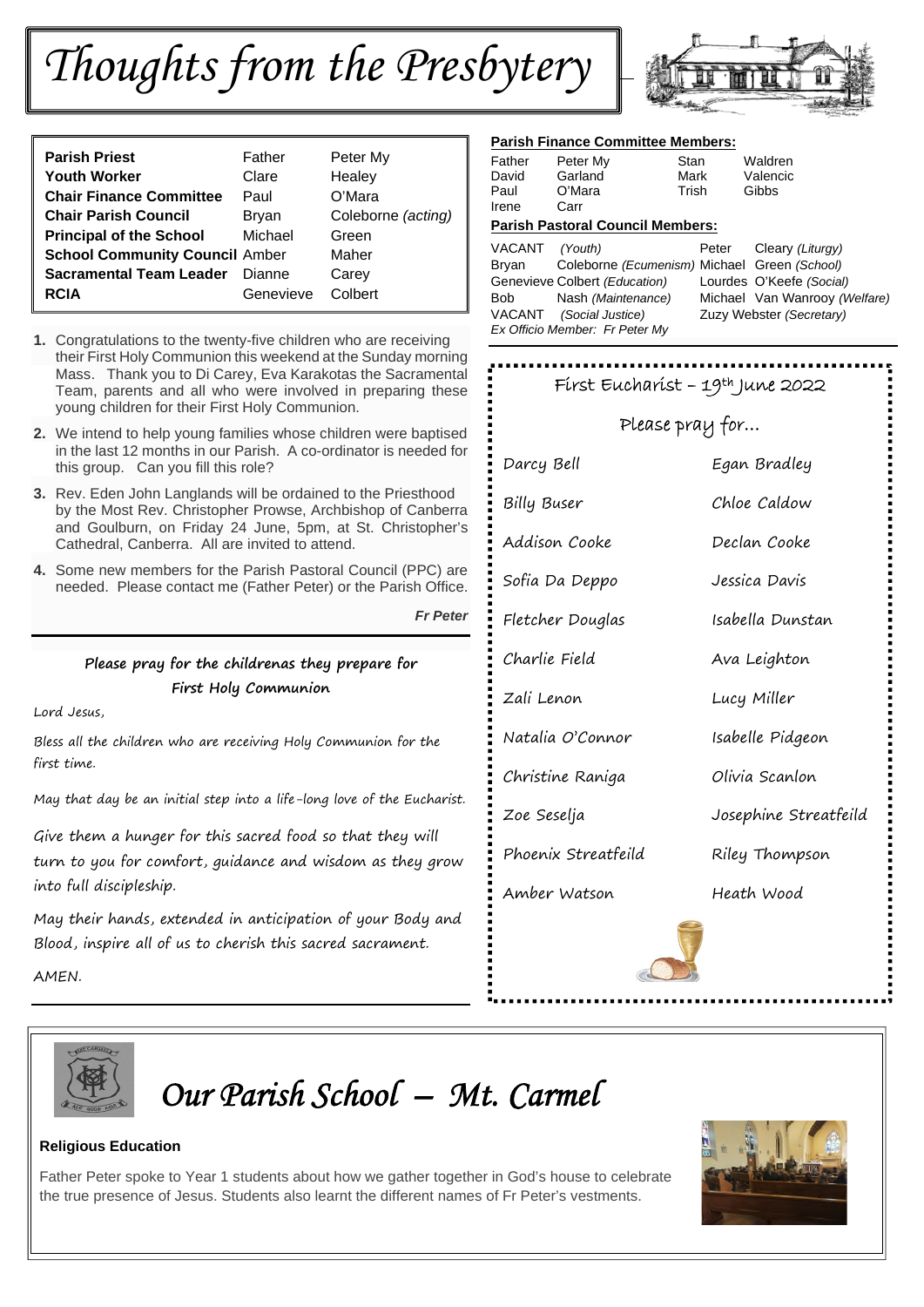# Thoughts from the Presbytery

| | | |
|---|---|---|
| **Parish Priest** | Father | Peter My |
| **Youth Worker** | Clare | Healey |
| **Chair Finance Committee** | Paul | O'Mara |
| **Chair Parish Council** | Bryan | Coleborne *(acting)* |
| **Principal of the School** | Michael | Green |
| **School Community Council** | Amber | Maher |
| **Sacramental Team Leader** | Dianne | Carey |
| **RCIA** | Genevieve | Colbert |

1. Congratulations to the twenty-five children who are receiving their First Holy Communion this weekend at the Sunday morning Mass. Thank you to Di Carey, Eva Karakotas the Sacramental Team, parents and all who were involved in preparing these young children for their First Holy Communion.
2. We intend to help young families whose children were baptised in the last 12 months in our Parish. A co-ordinator is needed for this group. Can you fill this role?
3. Rev. Eden John Langlands will be ordained to the Priesthood by the Most Rev. Christopher Prowse, Archbishop of Canberra and Goulburn, on Friday 24 June, 5pm, at St. Christopher's Cathedral, Canberra. All are invited to attend.
4. Some new members for the Parish Pastoral Council (PPC) are needed. Please contact me (Father Peter) or the Parish Office.

***Fr Peter***

**Please pray for the childrenas they prepare for First Holy Communion**

Lord Jesus,

Bless all the children who are receiving Holy Communion for the first time.

May that day be an initial step into a life-long love of the Eucharist.

Give them a hunger for this sacred food so that they will turn to you for comfort, guidance and wisdom as they grow into full discipleship.

May their hands, extended in anticipation of your Body and Blood, inspire all of us to cherish this sacred sacrament.

AMEN.

**Parish Finance Committee Members:**

| | | | |
|---|---|---|---|
| Father | Peter My | Stan | Waldren |
| David | Garland | Mark | Valencic |
| Paul | O'Mara | Trish | Gibbs |
| Irene | Carr | | |

**Parish Pastoral Council Members:**

| | | | |
|---|---|---|---|
| VACANT | *(Youth)* | Peter | Cleary *(Liturgy)* |
| Bryan | Coleborne *(Ecumenism)* | Michael | Green *(School)* |
| Genevieve | Colbert *(Education)* | Lourdes | O'Keefe *(Social)* |
| Bob | Nash *(Maintenance)* | Michael | Van Wanrooy *(Welfare)* |
| VACANT | *(Social Justice)* | Zuzy | Webster *(Secretary)* |

*Ex Officio Member: Fr Peter My*

First Eucharist – 19th June 2022

Please pray for...

| | |
|---|---|
| Darcy Bell | Egan Bradley |
| Billy Buser | Chloe Caldow |
| Addison Cooke | Declan Cooke |
| Sofia Da Deppo | Jessica Davis |
| Fletcher Douglas | Isabella Dunstan |
| Charlie Field | Ava Leighton |
| Zali Lenon | Lucy Miller |
| Natalia O'Connor | Isabelle Pidgeon |
| Christine Raniga | Olivia Scanlon |
| Zoe Seselja | Josephine Streatfeild |
| Phoenix Streatfeild | Riley Thompson |
| Amber Watson | Heath Wood |

## *Our Parish School – Mt. Carmel*

**Religious Education**

Father Peter spoke to Year 1 students about how we gather together in God's house to celebrate the true presence of Jesus. Students also learnt the different names of Fr Peter's vestments.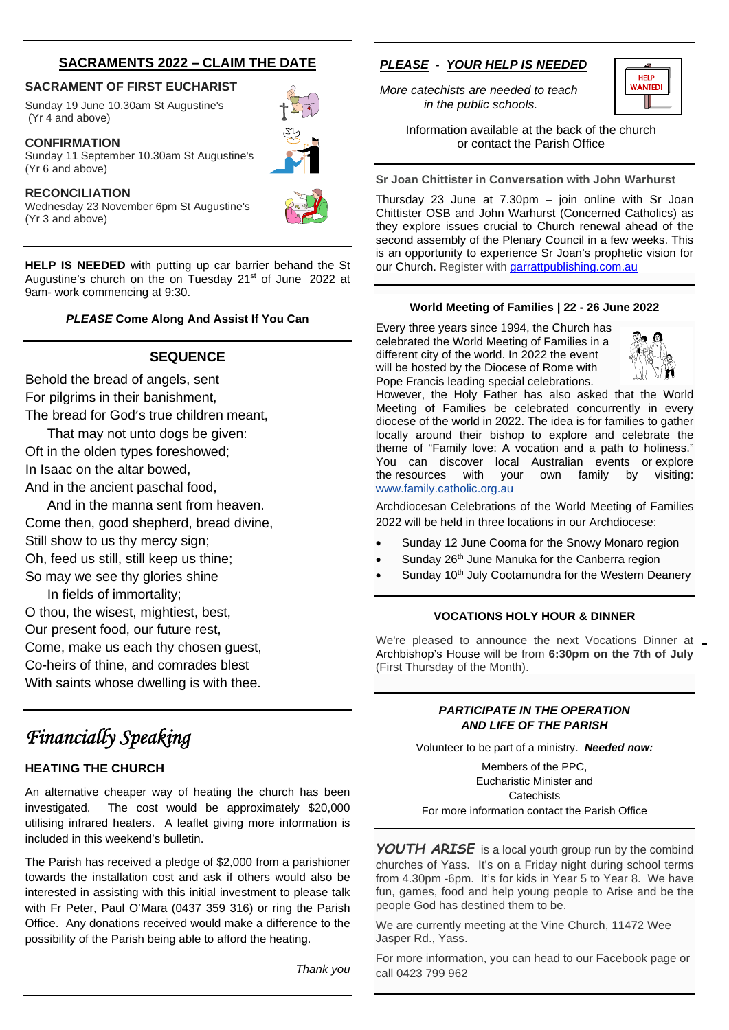## SACRAMENTS 2022 – CLAIM THE DATE

**SACRAMENT OF FIRST EUCHARIST**

Sunday 19 June 10.30am St Augustine's (Yr 4 and above)

**CONFIRMATION**

Sunday 11 September 10.30am St Augustine's (Yr 6 and above)

**RECONCILIATION**

Wednesday 23 November 6pm St Augustine's (Yr 3 and above)

**HELP IS NEEDED** with putting up car barrier behand the St Augustine's church on the on Tuesday 21st of June 2022 at 9am- work commencing at 9:30.

***PLEASE* Come Along And Assist If You Can**

## SEQUENCE

Behold the bread of angels, sent
For pilgrims in their banishment,
The bread for God's true children meant,
That may not unto dogs be given:
Oft in the olden types foreshowed;
In Isaac on the altar bowed,
And in the ancient paschal food,
And in the manna sent from heaven.
Come then, good shepherd, bread divine,
Still show to us thy mercy sign;
Oh, feed us still, still keep us thine;
So may we see thy glories shine
In fields of immortality;
O thou, the wisest, mightiest, best,
Our present food, our future rest,
Come, make us each thy chosen guest,
Co-heirs of thine, and comrades blest
With saints whose dwelling is with thee.

# *Financially Speaking*

**HEATING THE CHURCH**

An alternative cheaper way of heating the church has been investigated. The cost would be approximately $20,000 utilising infrared heaters. A leaflet giving more information is included in this weekend's bulletin.

The Parish has received a pledge of $2,000 from a parishioner towards the installation cost and ask if others would also be interested in assisting with this initial investment to please talk with Fr Peter, Paul O'Mara (0437 359 316) or ring the Parish Office. Any donations received would make a difference to the possibility of the Parish being able to afford the heating.

*Thank you*

## *PLEASE - YOUR HELP IS NEEDED*

*More catechists are needed to teach in the public schools.*

HELP WANTED!

Information available at the back of the church or contact the Parish Office

**Sr Joan Chittister in Conversation with John Warhurst**

Thursday 23 June at 7.30pm – join online with Sr Joan Chittister OSB and John Warhurst (Concerned Catholics) as they explore issues crucial to Church renewal ahead of the second assembly of the Plenary Council in a few weeks. This is an opportunity to experience Sr Joan's prophetic vision for our Church. Register with garrattpublishing.com.au

**World Meeting of Families | 22 - 26 June 2022**

Every three years since 1994, the Church has celebrated the World Meeting of Families in a different city of the world. In 2022 the event will be hosted by the Diocese of Rome with Pope Francis leading special celebrations. However, the Holy Father has also asked that the World Meeting of Families be celebrated concurrently in every diocese of the world in 2022. The idea is for families to gather locally around their bishop to explore and celebrate the theme of "Family love: A vocation and a path to holiness." You can discover local Australian events or explore the resources with your own family by visiting: www.family.catholic.org.au

Archdiocesan Celebrations of the World Meeting of Families 2022 will be held in three locations in our Archdiocese:

- Sunday 12 June Cooma for the Snowy Monaro region
- Sunday 26th June Manuka for the Canberra region
- Sunday 10th July Cootamundra for the Western Deanery

**VOCATIONS HOLY HOUR & DINNER**

We're pleased to announce the next Vocations Dinner at Archbishop's House will be from **6:30pm on the 7th of July** (First Thursday of the Month).

***PARTICIPATE IN THE OPERATION AND LIFE OF THE PARISH***

Volunteer to be part of a ministry. ***Needed now:***

Members of the PPC,
Eucharistic Minister and
Catechists
For more information contact the Parish Office

***YOUTH ARISE*** is a local youth group run by the combind churches of Yass. It's on a Friday night during school terms from 4.30pm -6pm. It's for kids in Year 5 to Year 8. We have fun, games, food and help young people to Arise and be the people God has destined them to be.

We are currently meeting at the Vine Church, 11472 Wee Jasper Rd., Yass.

For more information, you can head to our Facebook page or call 0423 799 962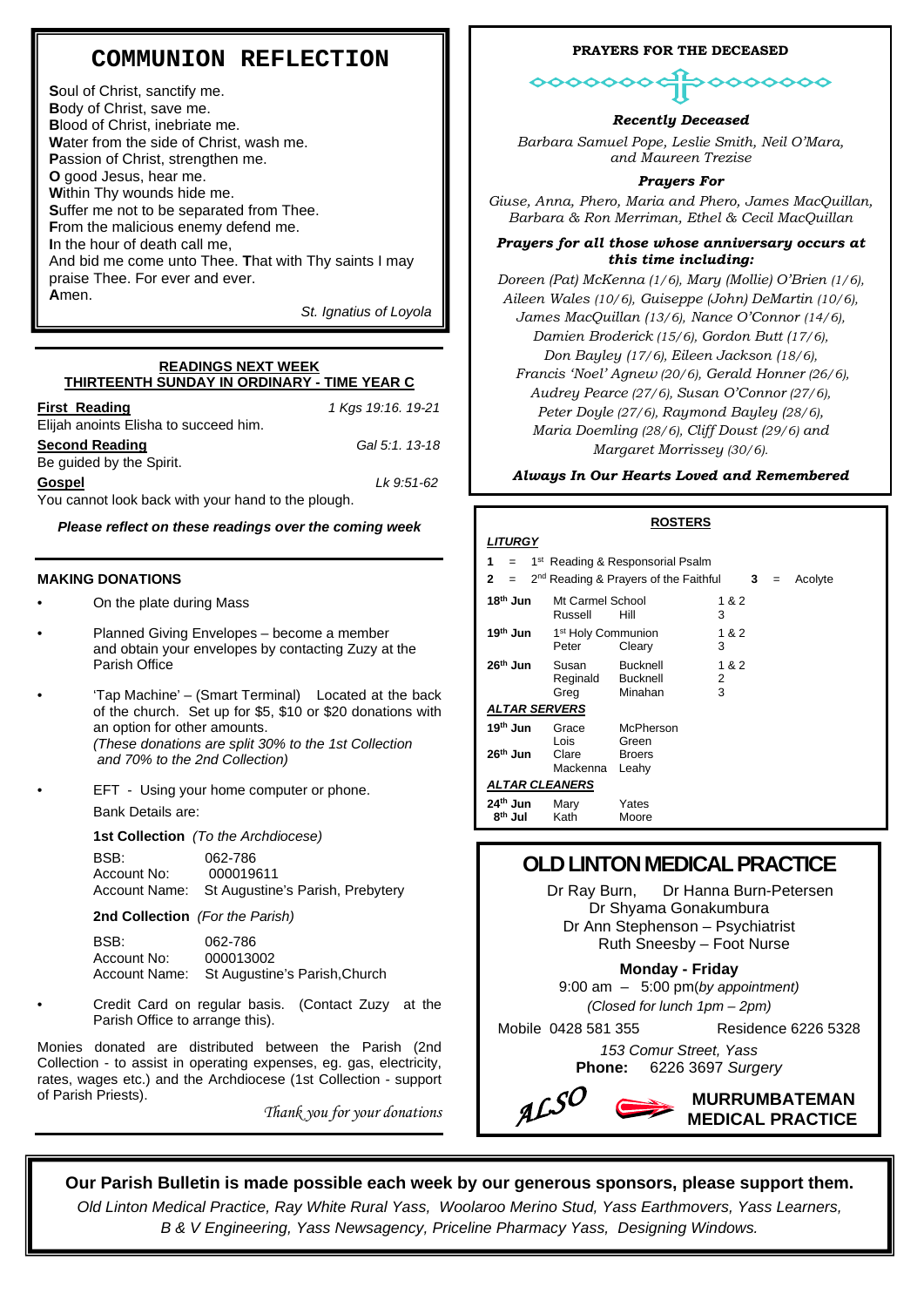# COMMUNION REFLECTION

**S**oul of Christ, sanctify me.
**B**ody of Christ, save me.
**B**lood of Christ, inebriate me.
**W**ater from the side of Christ, wash me.
**P**assion of Christ, strengthen me.
**O** good Jesus, hear me.
**W**ithin Thy wounds hide me.
**S**uffer me not to be separated from Thee.
**F**rom the malicious enemy defend me.
**I**n the hour of death call me,
And bid me come unto Thee. **T**hat with Thy saints I may praise Thee. For ever and ever.
**A**men.

*St. Ignatius of Loyola*

## READINGS NEXT WEEK
## THIRTEENTH SUNDAY IN ORDINARY - TIME YEAR C

**First Reading** — *1 Kgs 19:16. 19-21*
Elijah anoints Elisha to succeed him.

**Second Reading** — *Gal 5:1. 13-18*
Be guided by the Spirit.

**Gospel** — *Lk 9:51-62*
You cannot look back with your hand to the plough.

***Please reflect on these readings over the coming week***

## MAKING DONATIONS

- On the plate during Mass
- Planned Giving Envelopes – become a member and obtain your envelopes by contacting Zuzy at the Parish Office
- 'Tap Machine' – (Smart Terminal) Located at the back of the church. Set up for $5, $10 or $20 donations with an option for other amounts.
  *(These donations are split 30% to the 1st Collection and 70% to the 2nd Collection)*
- EFT - Using your home computer or phone.
  Bank Details are:

  **1st Collection** *(To the Archdiocese)*
  BSB: 062-786
  Account No: 000019611
  Account Name: St Augustine's Parish, Prebytery

  **2nd Collection** *(For the Parish)*
  BSB: 062-786
  Account No: 000013002
  Account Name: St Augustine's Parish,Church

- Credit Card on regular basis. (Contact Zuzy at the Parish Office to arrange this).

Monies donated are distributed between the Parish (2nd Collection - to assist in operating expenses, eg. gas, electricity, rates, wages etc.) and the Archdiocese (1st Collection - support of Parish Priests).

*Thank you for your donations*

## PRAYERS FOR THE DECEASED

***Recently Deceased***
*Barbara Samuel Pope, Leslie Smith, Neil O'Mara, and Maureen Trezise*

***Prayers For***
*Giuse, Anna, Phero, Maria and Phero, James MacQuillan, Barbara & Ron Merriman, Ethel & Cecil MacQuillan*

***Prayers for all those whose anniversary occurs at this time including:***
*Doreen (Pat) McKenna (1/6), Mary (Mollie) O'Brien (1/6), Aileen Wales (10/6), Guiseppe (John) DeMartin (10/6), James MacQuillan (13/6), Nance O'Connor (14/6), Damien Broderick (15/6), Gordon Butt (17/6), Don Bayley (17/6), Eileen Jackson (18/6), Francis 'Noel' Agnew (20/6), Gerald Honner (26/6), Audrey Pearce (27/6), Susan O'Connor (27/6), Peter Doyle (27/6), Raymond Bayley (28/6), Maria Doemling (28/6), Cliff Doust (29/6) and Margaret Morrissey (30/6).*

***Always In Our Hearts Loved and Remembered***

## ROSTERS

***LITURGY***

1 = 1st Reading & Responsorial Psalm
2 = 2nd Reading & Prayers of the Faithful
3 = Acolyte

| Date | Name | | Role |
|---|---|---|---|
| 18th Jun | Mt Carmel School | | 1 & 2 |
| | Russell | Hill | 3 |
| 19th Jun | 1st Holy Communion | | 1 & 2 |
| | Peter | Cleary | 3 |
| 26th Jun | Susan | Bucknell | 1 & 2 |
| | Reginald | Bucknell | 2 |
| | Greg | Minahan | 3 |

***ALTAR SERVERS***

| Date | Name | |
|---|---|---|
| 19th Jun | Grace | McPherson |
| | Lois | Green |
| 26th Jun | Clare | Broers |
| | Mackenna | Leahy |

***ALTAR CLEANERS***

| Date | Name | |
|---|---|---|
| 24th Jun | Mary | Yates |
| 8th Jul | Kath | Moore |

## OLD LINTON MEDICAL PRACTICE

Dr Ray Burn, Dr Hanna Burn-Petersen
Dr Shyama Gonakumbura
Dr Ann Stephenson – Psychiatrist
Ruth Sneesby – Foot Nurse

**Monday - Friday**
9:00 am – 5:00 pm*(by appointment)*
*(Closed for lunch 1pm – 2pm)*

Mobile 0428 581 355 Residence 6226 5328

*153 Comur Street, Yass*
**Phone:** 6226 3697 *Surgery*

*ALSO* **MURRUMBATEMAN MEDICAL PRACTICE**

**Our Parish Bulletin is made possible each week by our generous sponsors, please support them.**

*Old Linton Medical Practice, Ray White Rural Yass, Woolaroo Merino Stud, Yass Earthmovers, Yass Learners, B & V Engineering, Yass Newsagency, Priceline Pharmacy Yass, Designing Windows.*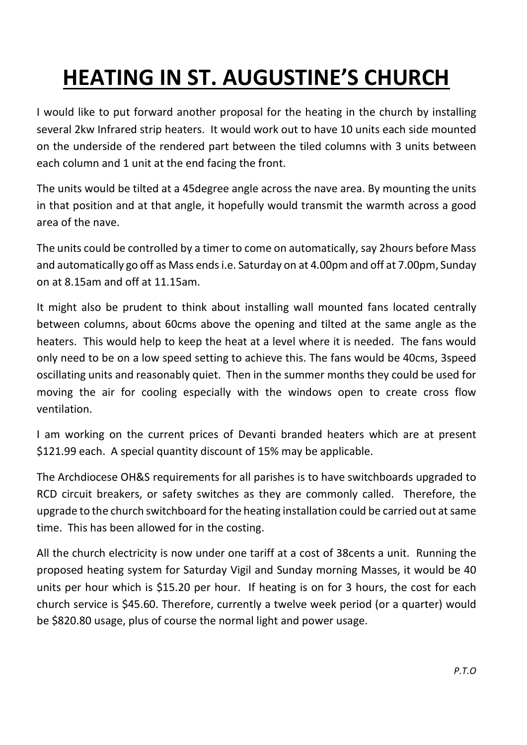# HEATING IN ST. AUGUSTINE'S CHURCH

I would like to put forward another proposal for the heating in the church by installing several 2kw Infrared strip heaters. It would work out to have 10 units each side mounted on the underside of the rendered part between the tiled columns with 3 units between each column and 1 unit at the end facing the front.

The units would be tilted at a 45degree angle across the nave area. By mounting the units in that position and at that angle, it hopefully would transmit the warmth across a good area of the nave.

The units could be controlled by a timer to come on automatically, say 2hours before Mass and automatically go off as Mass ends i.e. Saturday on at 4.00pm and off at 7.00pm, Sunday on at 8.15am and off at 11.15am.

It might also be prudent to think about installing wall mounted fans located centrally between columns, about 60cms above the opening and tilted at the same angle as the heaters. This would help to keep the heat at a level where it is needed. The fans would only need to be on a low speed setting to achieve this. The fans would be 40cms, 3speed oscillating units and reasonably quiet. Then in the summer months they could be used for moving the air for cooling especially with the windows open to create cross flow ventilation.

I am working on the current prices of Devanti branded heaters which are at present $121.99 each. A special quantity discount of 15% may be applicable.

The Archdiocese OH&S requirements for all parishes is to have switchboards upgraded to RCD circuit breakers, or safety switches as they are commonly called. Therefore, the upgrade to the church switchboard for the heating installation could be carried out at same time. This has been allowed for in the costing.

All the church electricity is now under one tariff at a cost of 38cents a unit. Running the proposed heating system for Saturday Vigil and Sunday morning Masses, it would be 40 units per hour which is $15.20 per hour. If heating is on for 3 hours, the cost for each church service is $45.60. Therefore, currently a twelve week period (or a quarter) would be $820.80 usage, plus of course the normal light and power usage.

*P.T.O*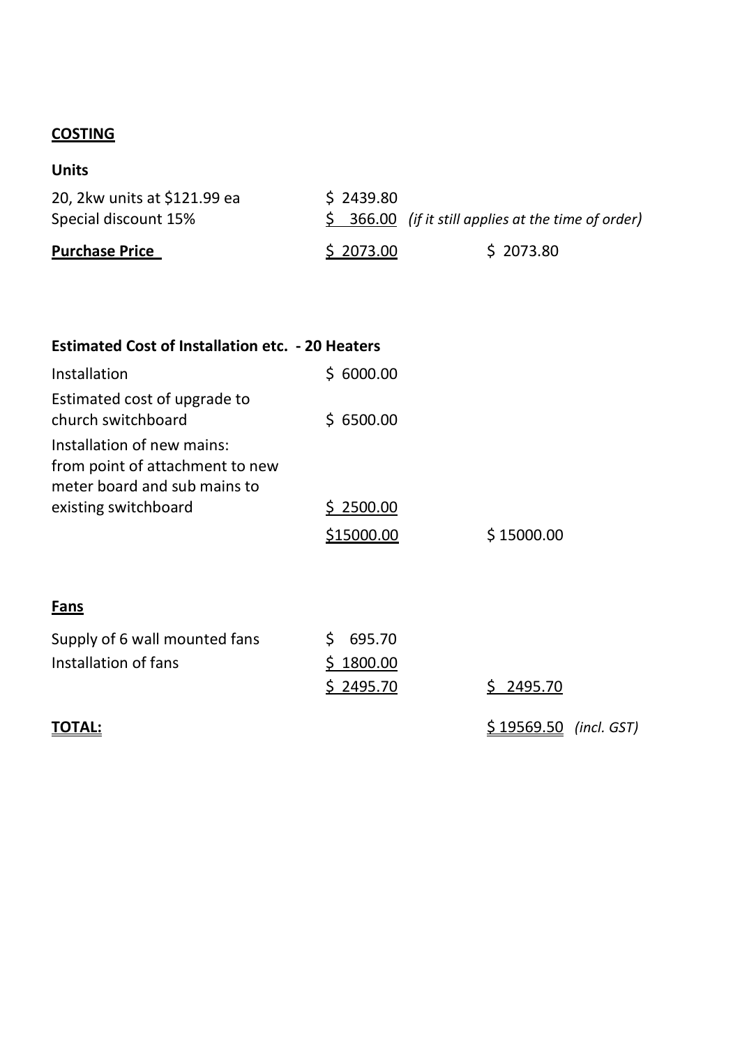**COSTING**

**Units**

| | | |
|---|---|---|
| 20, 2kw units at $121.99 ea | $ 2439.80 | |
| Special discount 15% | $ 366.00 | *(if it still applies at the time of order)* |
| **Purchase Price** | $ 2073.00 | $ 2073.80 |

**Estimated Cost of Installation etc. - 20 Heaters**

| | | |
|---|---|---|
| Installation | $ 6000.00 | |
| Estimated cost of upgrade to church switchboard | $ 6500.00 | |
| Installation of new mains: from point of attachment to new meter board and sub mains to existing switchboard | $ 2500.00 | |
| | $15000.00 | $ 15000.00 |

**Fans**

| | | |
|---|---|---|
| Supply of 6 wall mounted fans | $ 695.70 | |
| Installation of fans | $ 1800.00 | |
| | $ 2495.70 | $ 2495.70 |

**TOTAL:** $ 19569.50 *(incl. GST)*